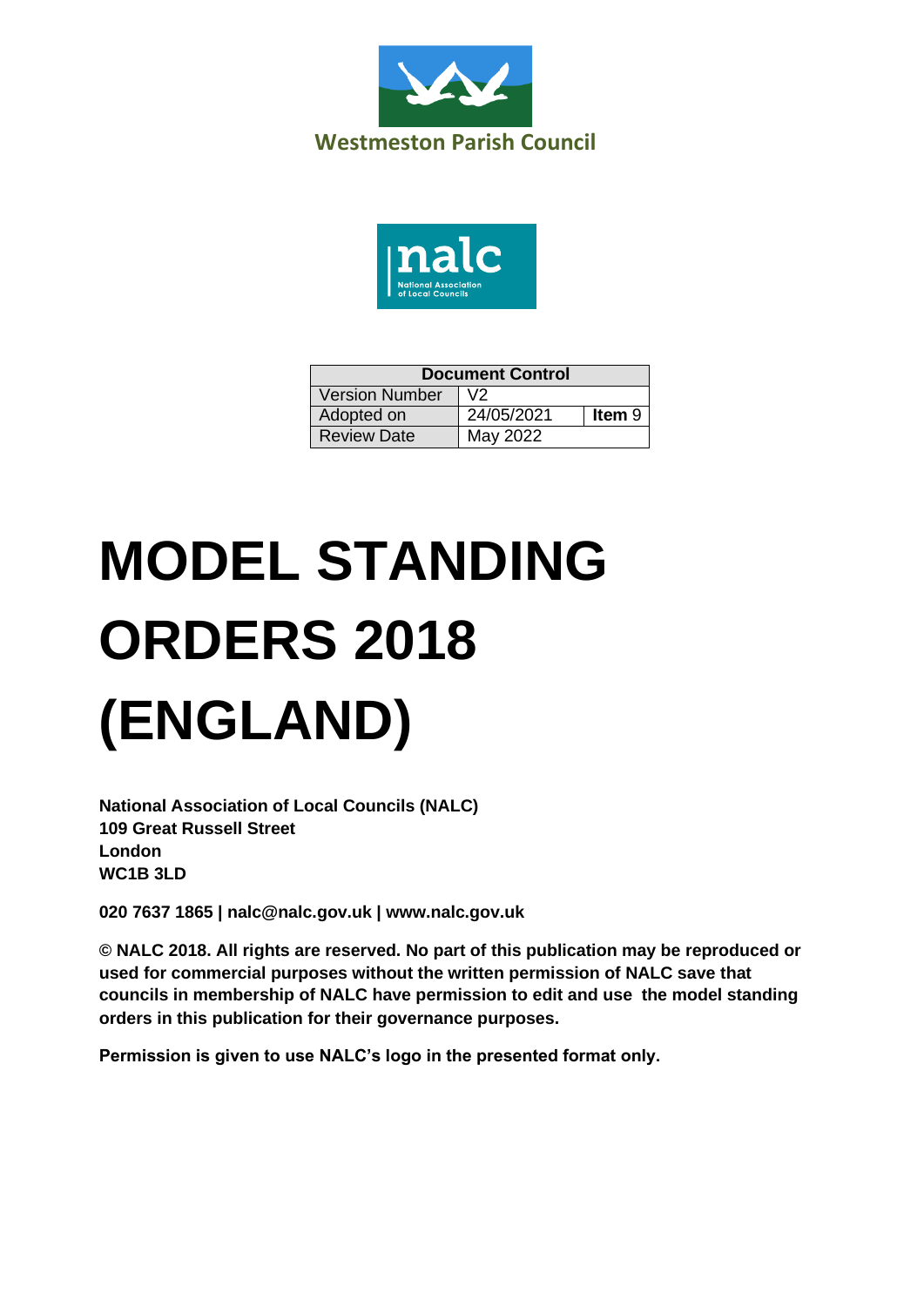Westmeston Parish Council

| Document Control | | |
| --- | --- | --- |
| Version Number | V2 | |
| Adopted on | 24/05/2021 | **Item** 9 |
| Review Date | May 2022 | |

# MODEL STANDING ORDERS 2018 (ENGLAND)

**National Association of Local Councils (NALC)**
**109 Great Russell Street**
**London**
**WC1B 3LD**

**020 7637 1865 | nalc@nalc.gov.uk | www.nalc.gov.uk**

**© NALC 2018. All rights are reserved. No part of this publication may be reproduced or used for commercial purposes without the written permission of NALC save that councils in membership of NALC have permission to edit and use the model standing orders in this publication for their governance purposes.**

**Permission is given to use NALC's logo in the presented format only.**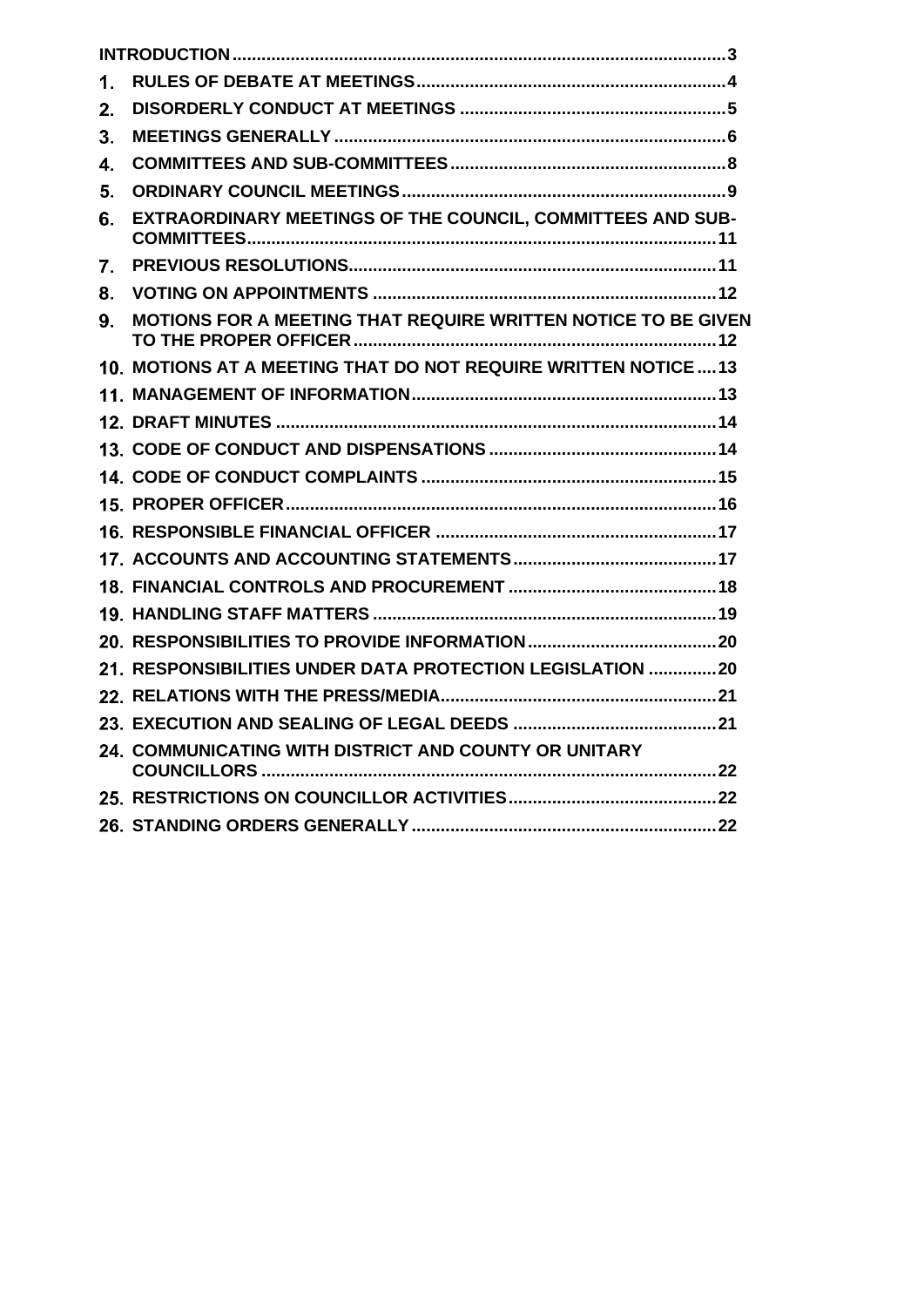| | | |
|---|---|---|
| | **INTRODUCTION** | **3** |
| **1.** | **RULES OF DEBATE AT MEETINGS** | **4** |
| **2.** | **DISORDERLY CONDUCT AT MEETINGS** | **5** |
| **3.** | **MEETINGS GENERALLY** | **6** |
| **4.** | **COMMITTEES AND SUB-COMMITTEES** | **8** |
| **5.** | **ORDINARY COUNCIL MEETINGS** | **9** |
| **6.** | **EXTRAORDINARY MEETINGS OF THE COUNCIL, COMMITTEES AND SUB-COMMITTEES** | **11** |
| **7.** | **PREVIOUS RESOLUTIONS** | **11** |
| **8.** | **VOTING ON APPOINTMENTS** | **12** |
| **9.** | **MOTIONS FOR A MEETING THAT REQUIRE WRITTEN NOTICE TO BE GIVEN TO THE PROPER OFFICER** | **12** |
| **10.** | **MOTIONS AT A MEETING THAT DO NOT REQUIRE WRITTEN NOTICE** | **13** |
| **11.** | **MANAGEMENT OF INFORMATION** | **13** |
| **12.** | **DRAFT MINUTES** | **14** |
| **13.** | **CODE OF CONDUCT AND DISPENSATIONS** | **14** |
| **14.** | **CODE OF CONDUCT COMPLAINTS** | **15** |
| **15.** | **PROPER OFFICER** | **16** |
| **16.** | **RESPONSIBLE FINANCIAL OFFICER** | **17** |
| **17.** | **ACCOUNTS AND ACCOUNTING STATEMENTS** | **17** |
| **18.** | **FINANCIAL CONTROLS AND PROCUREMENT** | **18** |
| **19.** | **HANDLING STAFF MATTERS** | **19** |
| **20.** | **RESPONSIBILITIES TO PROVIDE INFORMATION** | **20** |
| **21.** | **RESPONSIBILITIES UNDER DATA PROTECTION LEGISLATION** | **20** |
| **22.** | **RELATIONS WITH THE PRESS/MEDIA** | **21** |
| **23.** | **EXECUTION AND SEALING OF LEGAL DEEDS** | **21** |
| **24.** | **COMMUNICATING WITH DISTRICT AND COUNTY OR UNITARY COUNCILLORS** | **22** |
| **25.** | **RESTRICTIONS ON COUNCILLOR ACTIVITIES** | **22** |
| **26.** | **STANDING ORDERS GENERALLY** | **22** |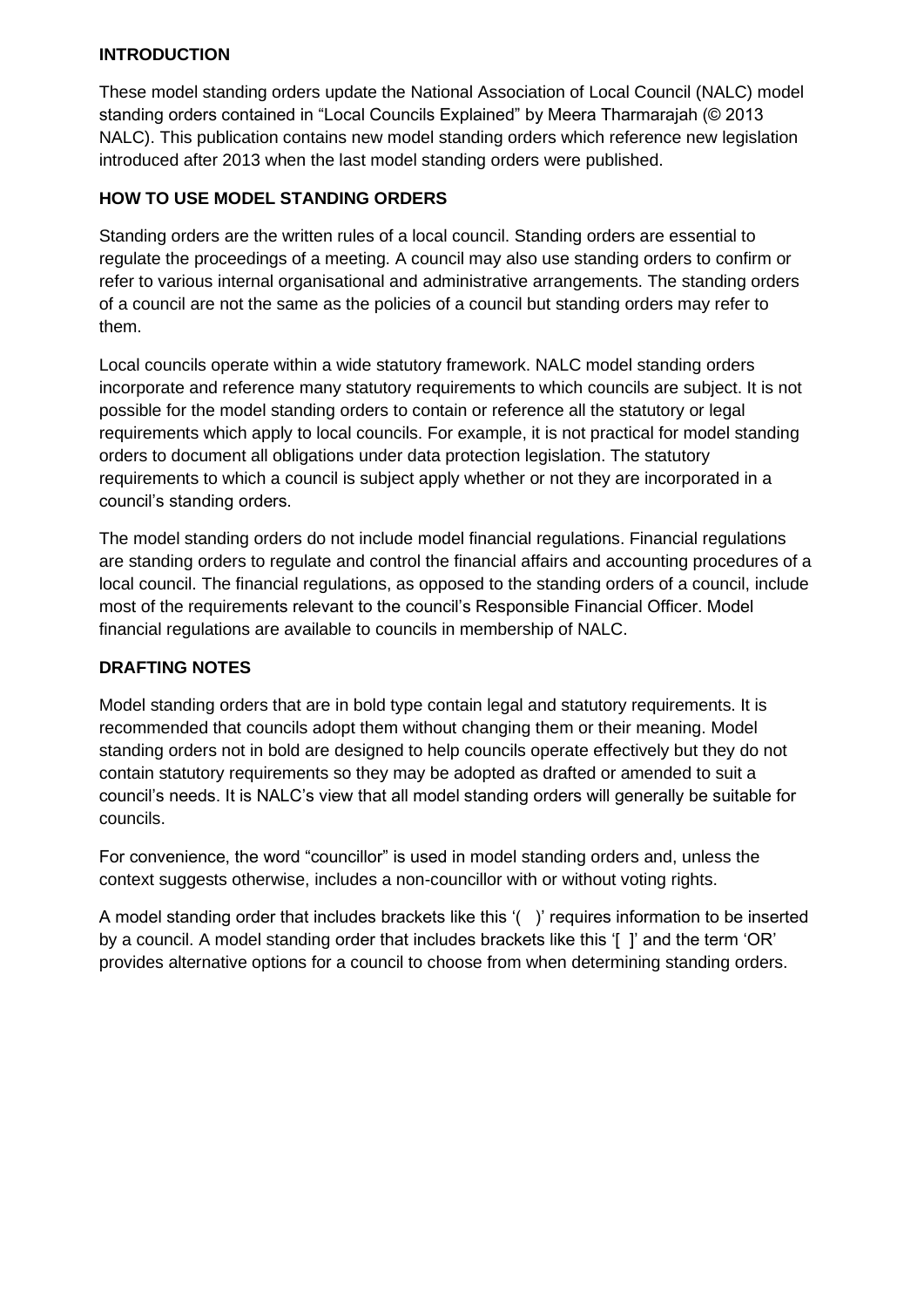**INTRODUCTION**

These model standing orders update the National Association of Local Council (NALC) model standing orders contained in "Local Councils Explained" by Meera Tharmarajah (© 2013 NALC). This publication contains new model standing orders which reference new legislation introduced after 2013 when the last model standing orders were published.

**HOW TO USE MODEL STANDING ORDERS**

Standing orders are the written rules of a local council. Standing orders are essential to regulate the proceedings of a meeting. A council may also use standing orders to confirm or refer to various internal organisational and administrative arrangements. The standing orders of a council are not the same as the policies of a council but standing orders may refer to them.

Local councils operate within a wide statutory framework. NALC model standing orders incorporate and reference many statutory requirements to which councils are subject. It is not possible for the model standing orders to contain or reference all the statutory or legal requirements which apply to local councils. For example, it is not practical for model standing orders to document all obligations under data protection legislation. The statutory requirements to which a council is subject apply whether or not they are incorporated in a council's standing orders.

The model standing orders do not include model financial regulations. Financial regulations are standing orders to regulate and control the financial affairs and accounting procedures of a local council. The financial regulations, as opposed to the standing orders of a council, include most of the requirements relevant to the council's Responsible Financial Officer. Model financial regulations are available to councils in membership of NALC.

**DRAFTING NOTES**

Model standing orders that are in bold type contain legal and statutory requirements. It is recommended that councils adopt them without changing them or their meaning. Model standing orders not in bold are designed to help councils operate effectively but they do not contain statutory requirements so they may be adopted as drafted or amended to suit a council's needs. It is NALC's view that all model standing orders will generally be suitable for councils.

For convenience, the word "councillor" is used in model standing orders and, unless the context suggests otherwise, includes a non-councillor with or without voting rights.

A model standing order that includes brackets like this '(   )' requires information to be inserted by a council. A model standing order that includes brackets like this '[  ]' and the term 'OR' provides alternative options for a council to choose from when determining standing orders.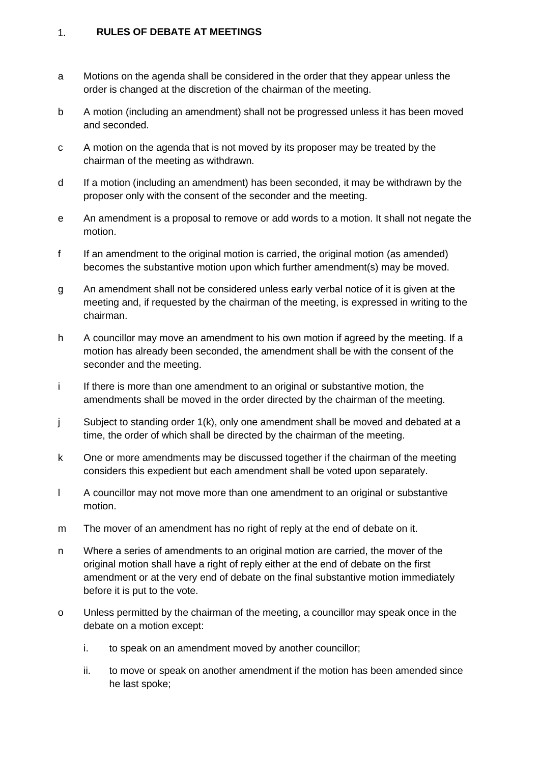## 1. RULES OF DEBATE AT MEETINGS

a Motions on the agenda shall be considered in the order that they appear unless the order is changed at the discretion of the chairman of the meeting.

b A motion (including an amendment) shall not be progressed unless it has been moved and seconded.

c A motion on the agenda that is not moved by its proposer may be treated by the chairman of the meeting as withdrawn.

d If a motion (including an amendment) has been seconded, it may be withdrawn by the proposer only with the consent of the seconder and the meeting.

e An amendment is a proposal to remove or add words to a motion. It shall not negate the motion.

f If an amendment to the original motion is carried, the original motion (as amended) becomes the substantive motion upon which further amendment(s) may be moved.

g An amendment shall not be considered unless early verbal notice of it is given at the meeting and, if requested by the chairman of the meeting, is expressed in writing to the chairman.

h A councillor may move an amendment to his own motion if agreed by the meeting. If a motion has already been seconded, the amendment shall be with the consent of the seconder and the meeting.

i If there is more than one amendment to an original or substantive motion, the amendments shall be moved in the order directed by the chairman of the meeting.

j Subject to standing order 1(k), only one amendment shall be moved and debated at a time, the order of which shall be directed by the chairman of the meeting.

k One or more amendments may be discussed together if the chairman of the meeting considers this expedient but each amendment shall be voted upon separately.

l A councillor may not move more than one amendment to an original or substantive motion.

m The mover of an amendment has no right of reply at the end of debate on it.

n Where a series of amendments to an original motion are carried, the mover of the original motion shall have a right of reply either at the end of debate on the first amendment or at the very end of debate on the final substantive motion immediately before it is put to the vote.

o Unless permitted by the chairman of the meeting, a councillor may speak once in the debate on a motion except:

   i. to speak on an amendment moved by another councillor;

   ii. to move or speak on another amendment if the motion has been amended since he last spoke;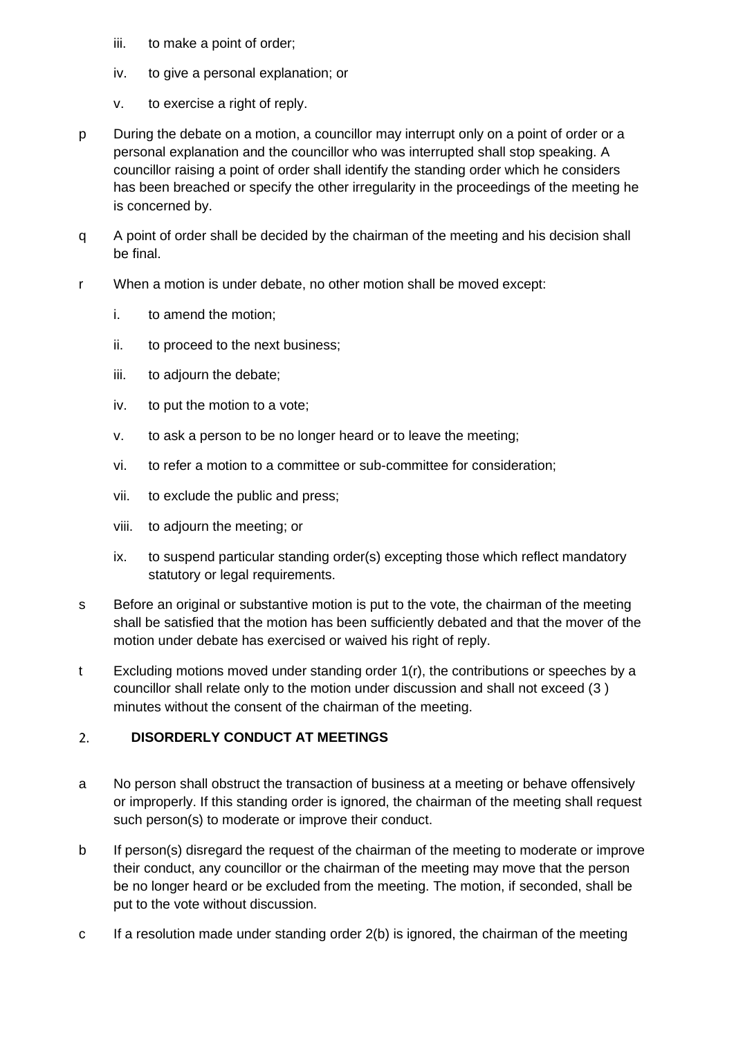iii. to make a point of order;

iv. to give a personal explanation; or

v. to exercise a right of reply.

p During the debate on a motion, a councillor may interrupt only on a point of order or a personal explanation and the councillor who was interrupted shall stop speaking. A councillor raising a point of order shall identify the standing order which he considers has been breached or specify the other irregularity in the proceedings of the meeting he is concerned by.

q A point of order shall be decided by the chairman of the meeting and his decision shall be final.

r When a motion is under debate, no other motion shall be moved except:

i. to amend the motion;

ii. to proceed to the next business;

iii. to adjourn the debate;

iv. to put the motion to a vote;

v. to ask a person to be no longer heard or to leave the meeting;

vi. to refer a motion to a committee or sub-committee for consideration;

vii. to exclude the public and press;

viii. to adjourn the meeting; or

ix. to suspend particular standing order(s) excepting those which reflect mandatory statutory or legal requirements.

s Before an original or substantive motion is put to the vote, the chairman of the meeting shall be satisfied that the motion has been sufficiently debated and that the mover of the motion under debate has exercised or waived his right of reply.

t Excluding motions moved under standing order 1(r), the contributions or speeches by a councillor shall relate only to the motion under discussion and shall not exceed (3 ) minutes without the consent of the chairman of the meeting.

## 2. DISORDERLY CONDUCT AT MEETINGS

a No person shall obstruct the transaction of business at a meeting or behave offensively or improperly. If this standing order is ignored, the chairman of the meeting shall request such person(s) to moderate or improve their conduct.

b If person(s) disregard the request of the chairman of the meeting to moderate or improve their conduct, any councillor or the chairman of the meeting may move that the person be no longer heard or be excluded from the meeting. The motion, if seconded, shall be put to the vote without discussion.

c If a resolution made under standing order 2(b) is ignored, the chairman of the meeting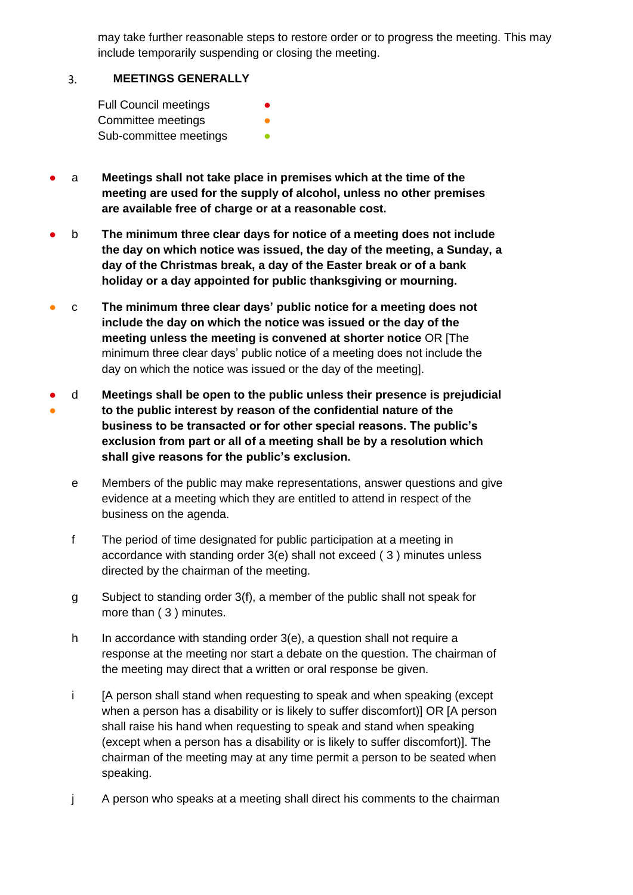may take further reasonable steps to restore order or to progress the meeting. This may include temporarily suspending or closing the meeting.

## 3. MEETINGS GENERALLY

Full Council meetings ●
Committee meetings ●
Sub-committee meetings ●

● a **Meetings shall not take place in premises which at the time of the meeting are used for the supply of alcohol, unless no other premises are available free of charge or at a reasonable cost.**

● b **The minimum three clear days for notice of a meeting does not include the day on which notice was issued, the day of the meeting, a Sunday, a day of the Christmas break, a day of the Easter break or of a bank holiday or a day appointed for public thanksgiving or mourning.**

● c **The minimum three clear days' public notice for a meeting does not include the day on which the notice was issued or the day of the meeting unless the meeting is convened at shorter notice** OR [The minimum three clear days' public notice of a meeting does not include the day on which the notice was issued or the day of the meeting].

● ● d **Meetings shall be open to the public unless their presence is prejudicial to the public interest by reason of the confidential nature of the business to be transacted or for other special reasons. The public's exclusion from part or all of a meeting shall be by a resolution which shall give reasons for the public's exclusion.**

e Members of the public may make representations, answer questions and give evidence at a meeting which they are entitled to attend in respect of the business on the agenda.

f The period of time designated for public participation at a meeting in accordance with standing order 3(e) shall not exceed ( 3 ) minutes unless directed by the chairman of the meeting.

g Subject to standing order 3(f), a member of the public shall not speak for more than ( 3 ) minutes.

h In accordance with standing order 3(e), a question shall not require a response at the meeting nor start a debate on the question. The chairman of the meeting may direct that a written or oral response be given.

i [A person shall stand when requesting to speak and when speaking (except when a person has a disability or is likely to suffer discomfort)] OR [A person shall raise his hand when requesting to speak and stand when speaking (except when a person has a disability or is likely to suffer discomfort)]. The chairman of the meeting may at any time permit a person to be seated when speaking.

j A person who speaks at a meeting shall direct his comments to the chairman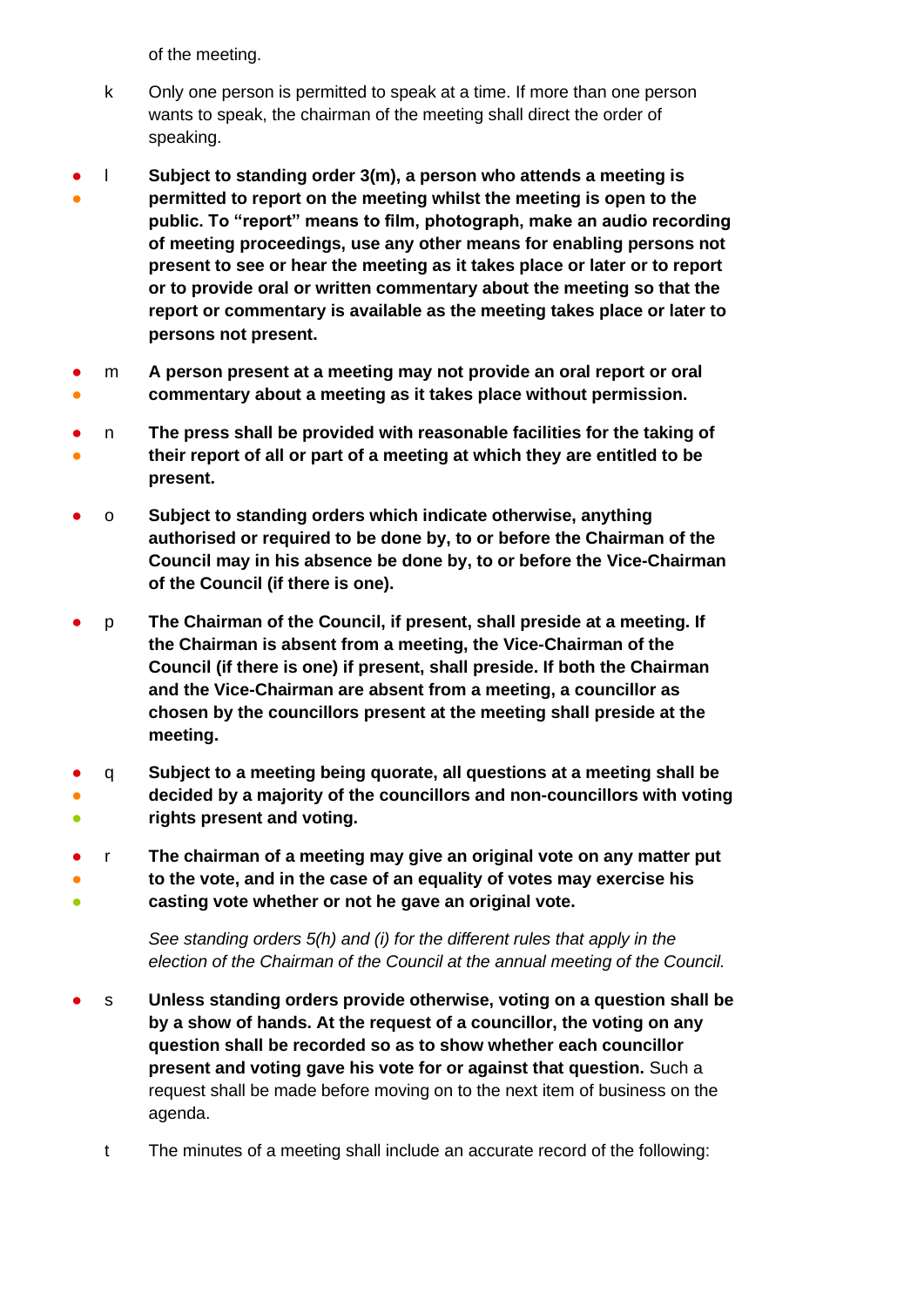of the meeting.

k Only one person is permitted to speak at a time. If more than one person wants to speak, the chairman of the meeting shall direct the order of speaking.

● ● l **Subject to standing order 3(m), a person who attends a meeting is permitted to report on the meeting whilst the meeting is open to the public. To "report" means to film, photograph, make an audio recording of meeting proceedings, use any other means for enabling persons not present to see or hear the meeting as it takes place or later or to report or to provide oral or written commentary about the meeting so that the report or commentary is available as the meeting takes place or later to persons not present.**

● ● m **A person present at a meeting may not provide an oral report or oral commentary about a meeting as it takes place without permission.**

● ● n **The press shall be provided with reasonable facilities for the taking of their report of all or part of a meeting at which they are entitled to be present.**

● o **Subject to standing orders which indicate otherwise, anything authorised or required to be done by, to or before the Chairman of the Council may in his absence be done by, to or before the Vice-Chairman of the Council (if there is one).**

● p **The Chairman of the Council, if present, shall preside at a meeting. If the Chairman is absent from a meeting, the Vice-Chairman of the Council (if there is one) if present, shall preside. If both the Chairman and the Vice-Chairman are absent from a meeting, a councillor as chosen by the councillors present at the meeting shall preside at the meeting.**

● ● ● q **Subject to a meeting being quorate, all questions at a meeting shall be decided by a majority of the councillors and non-councillors with voting rights present and voting.**

● ● ● r **The chairman of a meeting may give an original vote on any matter put to the vote, and in the case of an equality of votes may exercise his casting vote whether or not he gave an original vote.**

*See standing orders 5(h) and (i) for the different rules that apply in the election of the Chairman of the Council at the annual meeting of the Council.*

● s **Unless standing orders provide otherwise, voting on a question shall be by a show of hands. At the request of a councillor, the voting on any question shall be recorded so as to show whether each councillor present and voting gave his vote for or against that question.** Such a request shall be made before moving on to the next item of business on the agenda.

t The minutes of a meeting shall include an accurate record of the following: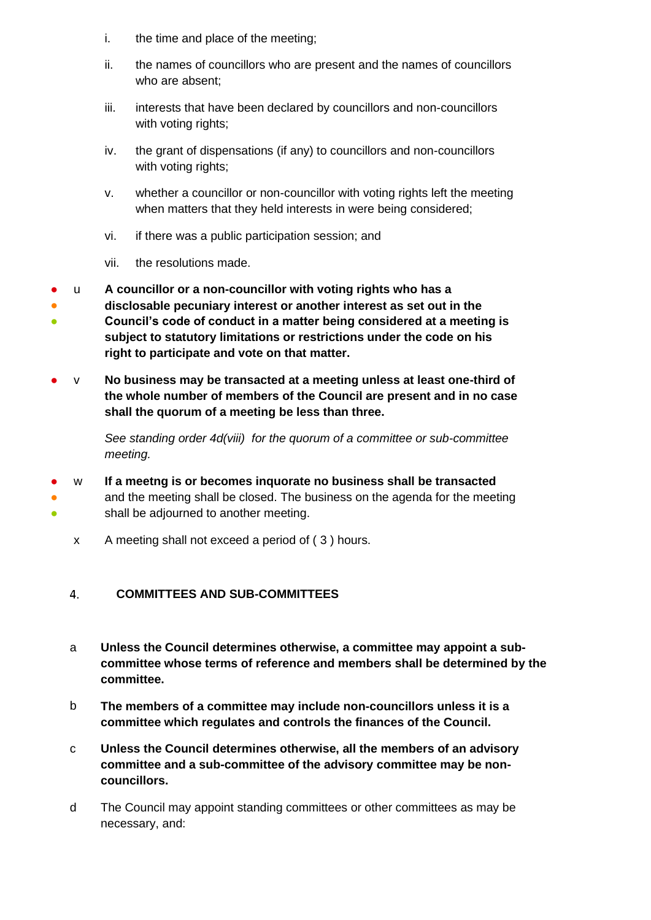i. the time and place of the meeting;

ii. the names of councillors who are present and the names of councillors who are absent;

iii. interests that have been declared by councillors and non-councillors with voting rights;

iv. the grant of dispensations (if any) to councillors and non-councillors with voting rights;

v. whether a councillor or non-councillor with voting rights left the meeting when matters that they held interests in were being considered;

vi. if there was a public participation session; and

vii. the resolutions made.

● ● ● u **A councillor or a non-councillor with voting rights who has a disclosable pecuniary interest or another interest as set out in the Council's code of conduct in a matter being considered at a meeting is subject to statutory limitations or restrictions under the code on his right to participate and vote on that matter.**

● v **No business may be transacted at a meeting unless at least one-third of the whole number of members of the Council are present and in no case shall the quorum of a meeting be less than three.**

*See standing order 4d(viii) for the quorum of a committee or sub-committee meeting.*

● ● ● w **If a meetng is or becomes inquorate no business shall be transacted** and the meeting shall be closed. The business on the agenda for the meeting shall be adjourned to another meeting.

x A meeting shall not exceed a period of ( 3 ) hours.

## 4. COMMITTEES AND SUB-COMMITTEES

a **Unless the Council determines otherwise, a committee may appoint a sub-committee whose terms of reference and members shall be determined by the committee.**

b **The members of a committee may include non-councillors unless it is a committee which regulates and controls the finances of the Council.**

c **Unless the Council determines otherwise, all the members of an advisory committee and a sub-committee of the advisory committee may be non-councillors.**

d The Council may appoint standing committees or other committees as may be necessary, and: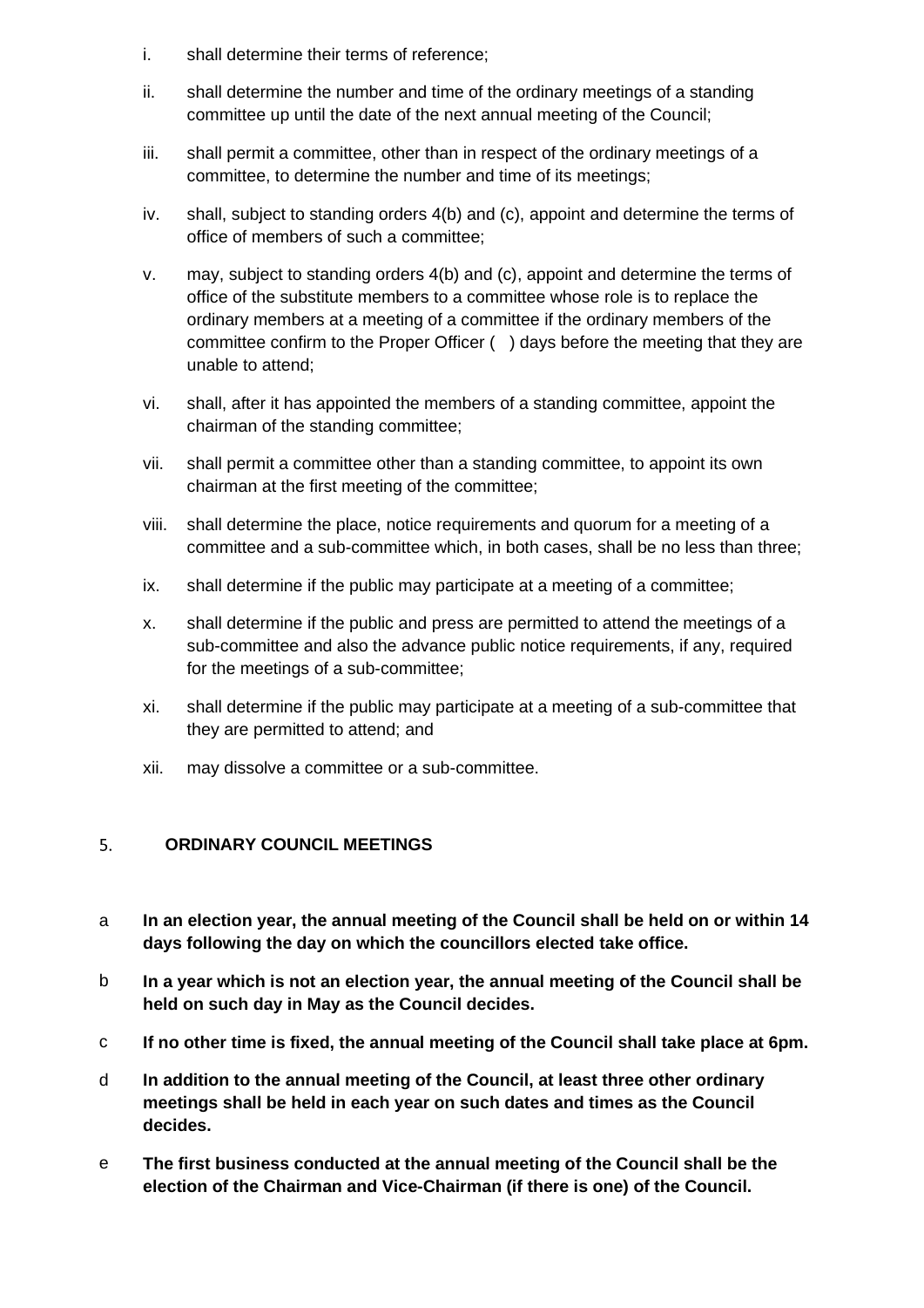- i. shall determine their terms of reference;
- ii. shall determine the number and time of the ordinary meetings of a standing committee up until the date of the next annual meeting of the Council;
- iii. shall permit a committee, other than in respect of the ordinary meetings of a committee, to determine the number and time of its meetings;
- iv. shall, subject to standing orders 4(b) and (c), appoint and determine the terms of office of members of such a committee;
- v. may, subject to standing orders 4(b) and (c), appoint and determine the terms of office of the substitute members to a committee whose role is to replace the ordinary members at a meeting of a committee if the ordinary members of the committee confirm to the Proper Officer (   ) days before the meeting that they are unable to attend;
- vi. shall, after it has appointed the members of a standing committee, appoint the chairman of the standing committee;
- vii. shall permit a committee other than a standing committee, to appoint its own chairman at the first meeting of the committee;
- viii. shall determine the place, notice requirements and quorum for a meeting of a committee and a sub-committee which, in both cases, shall be no less than three;
- ix. shall determine if the public may participate at a meeting of a committee;
- x. shall determine if the public and press are permitted to attend the meetings of a sub-committee and also the advance public notice requirements, if any, required for the meetings of a sub-committee;
- xi. shall determine if the public may participate at a meeting of a sub-committee that they are permitted to attend; and
- xii. may dissolve a committee or a sub-committee.

## 5. ORDINARY COUNCIL MEETINGS

- a **In an election year, the annual meeting of the Council shall be held on or within 14 days following the day on which the councillors elected take office.**
- b **In a year which is not an election year, the annual meeting of the Council shall be held on such day in May as the Council decides.**
- c **If no other time is fixed, the annual meeting of the Council shall take place at 6pm.**
- d **In addition to the annual meeting of the Council, at least three other ordinary meetings shall be held in each year on such dates and times as the Council decides.**
- e **The first business conducted at the annual meeting of the Council shall be the election of the Chairman and Vice-Chairman (if there is one) of the Council.**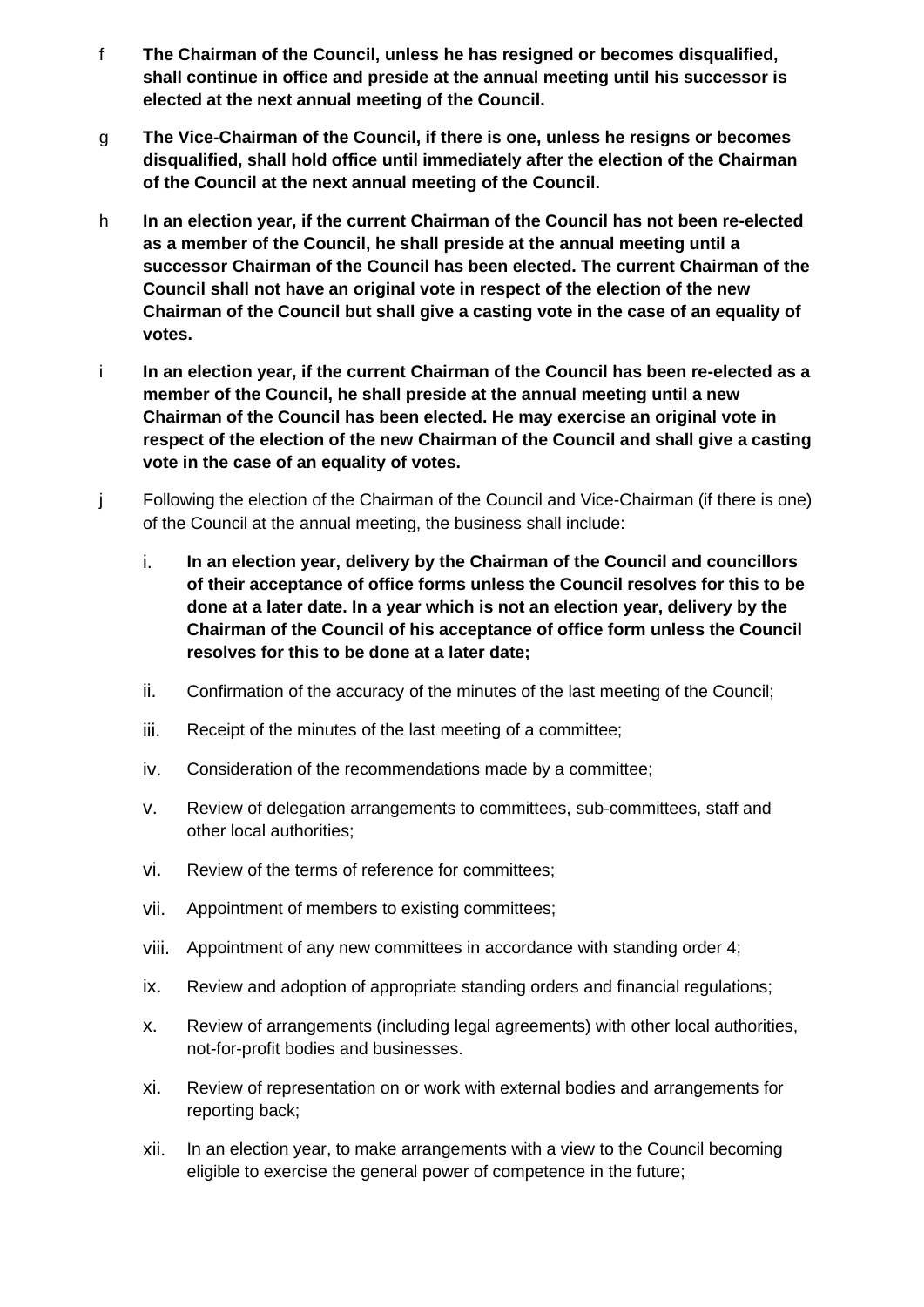f **The Chairman of the Council, unless he has resigned or becomes disqualified, shall continue in office and preside at the annual meeting until his successor is elected at the next annual meeting of the Council.**

g **The Vice-Chairman of the Council, if there is one, unless he resigns or becomes disqualified, shall hold office until immediately after the election of the Chairman of the Council at the next annual meeting of the Council.**

h **In an election year, if the current Chairman of the Council has not been re-elected as a member of the Council, he shall preside at the annual meeting until a successor Chairman of the Council has been elected. The current Chairman of the Council shall not have an original vote in respect of the election of the new Chairman of the Council but shall give a casting vote in the case of an equality of votes.**

i **In an election year, if the current Chairman of the Council has been re-elected as a member of the Council, he shall preside at the annual meeting until a new Chairman of the Council has been elected. He may exercise an original vote in respect of the election of the new Chairman of the Council and shall give a casting vote in the case of an equality of votes.**

j Following the election of the Chairman of the Council and Vice-Chairman (if there is one) of the Council at the annual meeting, the business shall include:

i. **In an election year, delivery by the Chairman of the Council and councillors of their acceptance of office forms unless the Council resolves for this to be done at a later date. In a year which is not an election year, delivery by the Chairman of the Council of his acceptance of office form unless the Council resolves for this to be done at a later date;**

ii. Confirmation of the accuracy of the minutes of the last meeting of the Council;

iii. Receipt of the minutes of the last meeting of a committee;

iv. Consideration of the recommendations made by a committee;

v. Review of delegation arrangements to committees, sub-committees, staff and other local authorities;

vi. Review of the terms of reference for committees;

vii. Appointment of members to existing committees;

viii. Appointment of any new committees in accordance with standing order 4;

ix. Review and adoption of appropriate standing orders and financial regulations;

x. Review of arrangements (including legal agreements) with other local authorities, not-for-profit bodies and businesses.

xi. Review of representation on or work with external bodies and arrangements for reporting back;

xii. In an election year, to make arrangements with a view to the Council becoming eligible to exercise the general power of competence in the future;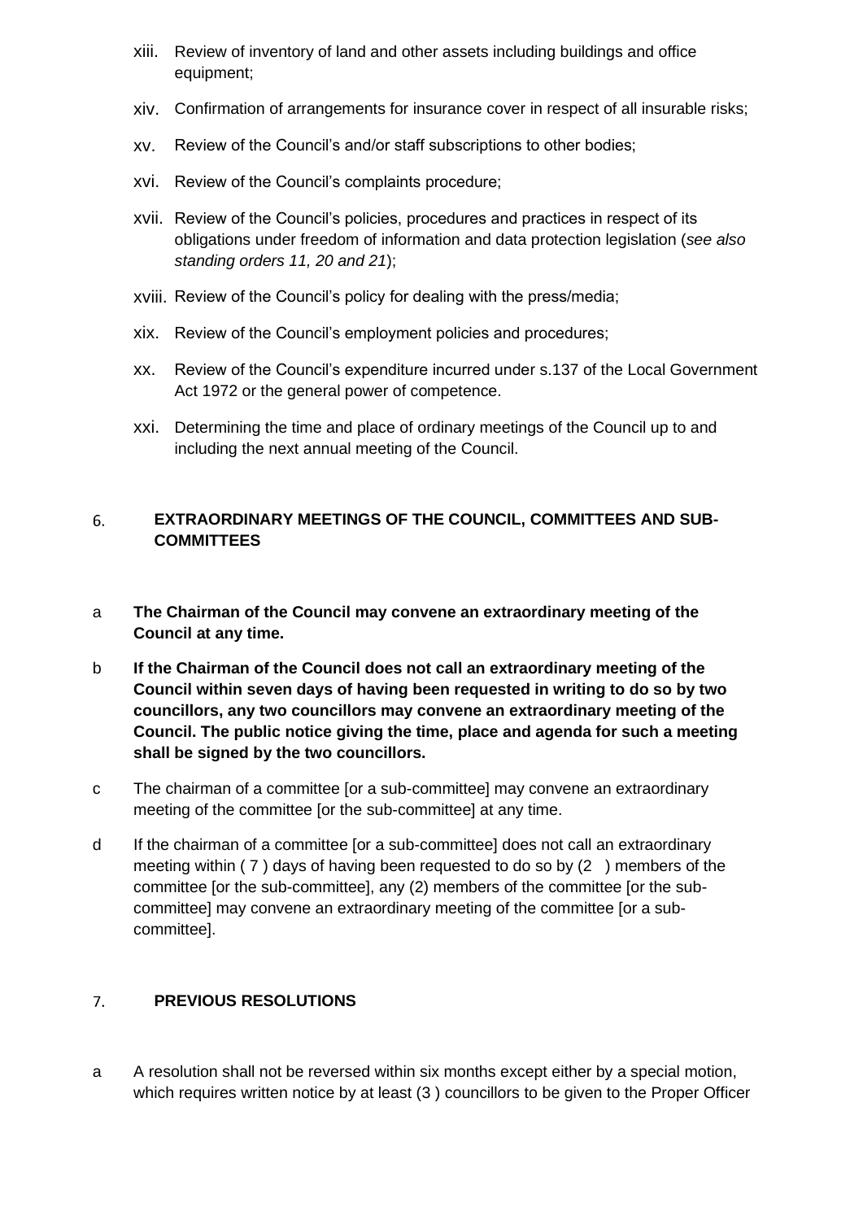xiii. Review of inventory of land and other assets including buildings and office equipment;

xiv. Confirmation of arrangements for insurance cover in respect of all insurable risks;

xv. Review of the Council's and/or staff subscriptions to other bodies;

xvi. Review of the Council's complaints procedure;

xvii. Review of the Council's policies, procedures and practices in respect of its obligations under freedom of information and data protection legislation (*see also standing orders 11, 20 and 21*);

xviii. Review of the Council's policy for dealing with the press/media;

xix. Review of the Council's employment policies and procedures;

xx. Review of the Council's expenditure incurred under s.137 of the Local Government Act 1972 or the general power of competence.

xxi. Determining the time and place of ordinary meetings of the Council up to and including the next annual meeting of the Council.

## 6. EXTRAORDINARY MEETINGS OF THE COUNCIL, COMMITTEES AND SUB-COMMITTEES

a **The Chairman of the Council may convene an extraordinary meeting of the Council at any time.**

b **If the Chairman of the Council does not call an extraordinary meeting of the Council within seven days of having been requested in writing to do so by two councillors, any two councillors may convene an extraordinary meeting of the Council. The public notice giving the time, place and agenda for such a meeting shall be signed by the two councillors.**

c The chairman of a committee [or a sub-committee] may convene an extraordinary meeting of the committee [or the sub-committee] at any time.

d If the chairman of a committee [or a sub-committee] does not call an extraordinary meeting within ( 7 ) days of having been requested to do so by (2 ) members of the committee [or the sub-committee], any (2) members of the committee [or the sub-committee] may convene an extraordinary meeting of the committee [or a sub-committee].

## 7. PREVIOUS RESOLUTIONS

a A resolution shall not be reversed within six months except either by a special motion, which requires written notice by at least (3 ) councillors to be given to the Proper Officer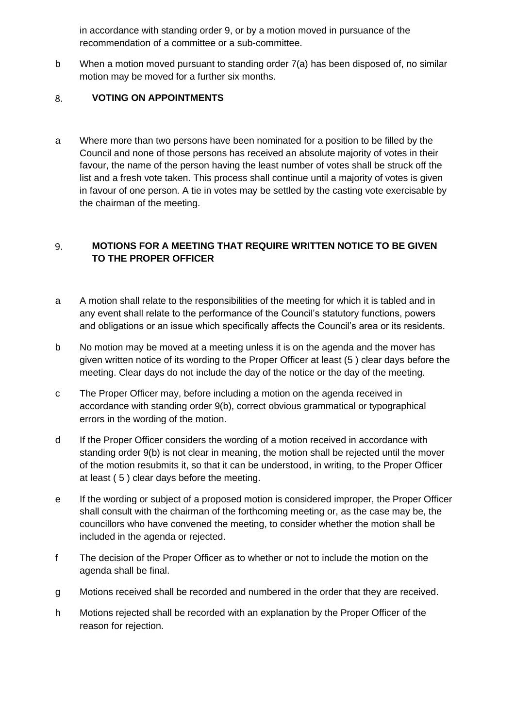in accordance with standing order 9, or by a motion moved in pursuance of the recommendation of a committee or a sub-committee.

b When a motion moved pursuant to standing order 7(a) has been disposed of, no similar motion may be moved for a further six months.

## 8. VOTING ON APPOINTMENTS

a Where more than two persons have been nominated for a position to be filled by the Council and none of those persons has received an absolute majority of votes in their favour, the name of the person having the least number of votes shall be struck off the list and a fresh vote taken. This process shall continue until a majority of votes is given in favour of one person. A tie in votes may be settled by the casting vote exercisable by the chairman of the meeting.

## 9. MOTIONS FOR A MEETING THAT REQUIRE WRITTEN NOTICE TO BE GIVEN TO THE PROPER OFFICER

a A motion shall relate to the responsibilities of the meeting for which it is tabled and in any event shall relate to the performance of the Council's statutory functions, powers and obligations or an issue which specifically affects the Council's area or its residents.

b No motion may be moved at a meeting unless it is on the agenda and the mover has given written notice of its wording to the Proper Officer at least (5 ) clear days before the meeting. Clear days do not include the day of the notice or the day of the meeting.

c The Proper Officer may, before including a motion on the agenda received in accordance with standing order 9(b), correct obvious grammatical or typographical errors in the wording of the motion.

d If the Proper Officer considers the wording of a motion received in accordance with standing order 9(b) is not clear in meaning, the motion shall be rejected until the mover of the motion resubmits it, so that it can be understood, in writing, to the Proper Officer at least ( 5 ) clear days before the meeting.

e If the wording or subject of a proposed motion is considered improper, the Proper Officer shall consult with the chairman of the forthcoming meeting or, as the case may be, the councillors who have convened the meeting, to consider whether the motion shall be included in the agenda or rejected.

f The decision of the Proper Officer as to whether or not to include the motion on the agenda shall be final.

g Motions received shall be recorded and numbered in the order that they are received.

h Motions rejected shall be recorded with an explanation by the Proper Officer of the reason for rejection.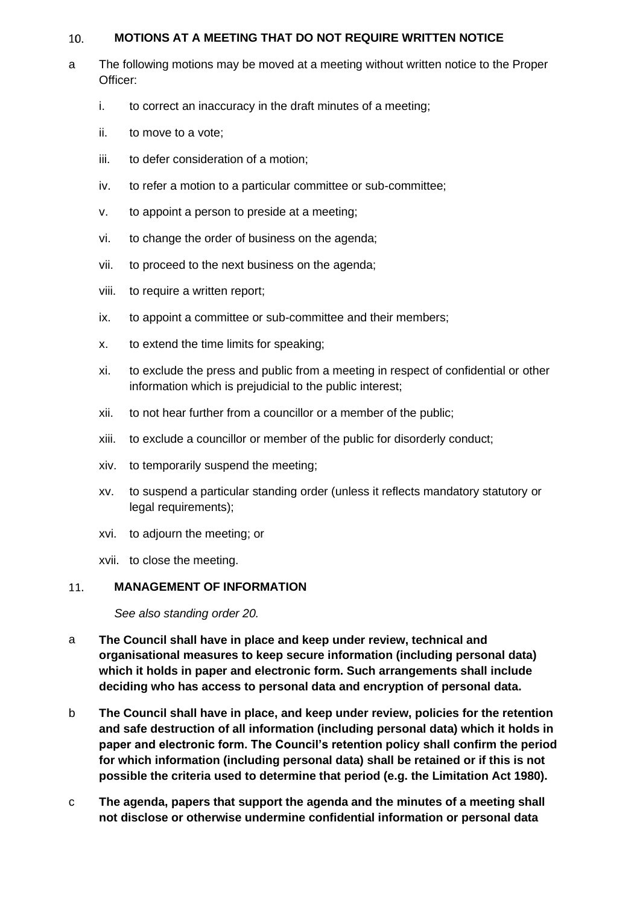## 10. MOTIONS AT A MEETING THAT DO NOT REQUIRE WRITTEN NOTICE

a The following motions may be moved at a meeting without written notice to the Proper Officer:

- i. to correct an inaccuracy in the draft minutes of a meeting;
- ii. to move to a vote;
- iii. to defer consideration of a motion;
- iv. to refer a motion to a particular committee or sub-committee;
- v. to appoint a person to preside at a meeting;
- vi. to change the order of business on the agenda;
- vii. to proceed to the next business on the agenda;
- viii. to require a written report;
- ix. to appoint a committee or sub-committee and their members;
- x. to extend the time limits for speaking;
- xi. to exclude the press and public from a meeting in respect of confidential or other information which is prejudicial to the public interest;
- xii. to not hear further from a councillor or a member of the public;
- xiii. to exclude a councillor or member of the public for disorderly conduct;
- xiv. to temporarily suspend the meeting;
- xv. to suspend a particular standing order (unless it reflects mandatory statutory or legal requirements);
- xvi. to adjourn the meeting; or
- xvii. to close the meeting.

## 11. MANAGEMENT OF INFORMATION

*See also standing order 20.*

a **The Council shall have in place and keep under review, technical and organisational measures to keep secure information (including personal data) which it holds in paper and electronic form. Such arrangements shall include deciding who has access to personal data and encryption of personal data.**

b **The Council shall have in place, and keep under review, policies for the retention and safe destruction of all information (including personal data) which it holds in paper and electronic form. The Council's retention policy shall confirm the period for which information (including personal data) shall be retained or if this is not possible the criteria used to determine that period (e.g. the Limitation Act 1980).**

c **The agenda, papers that support the agenda and the minutes of a meeting shall not disclose or otherwise undermine confidential information or personal data**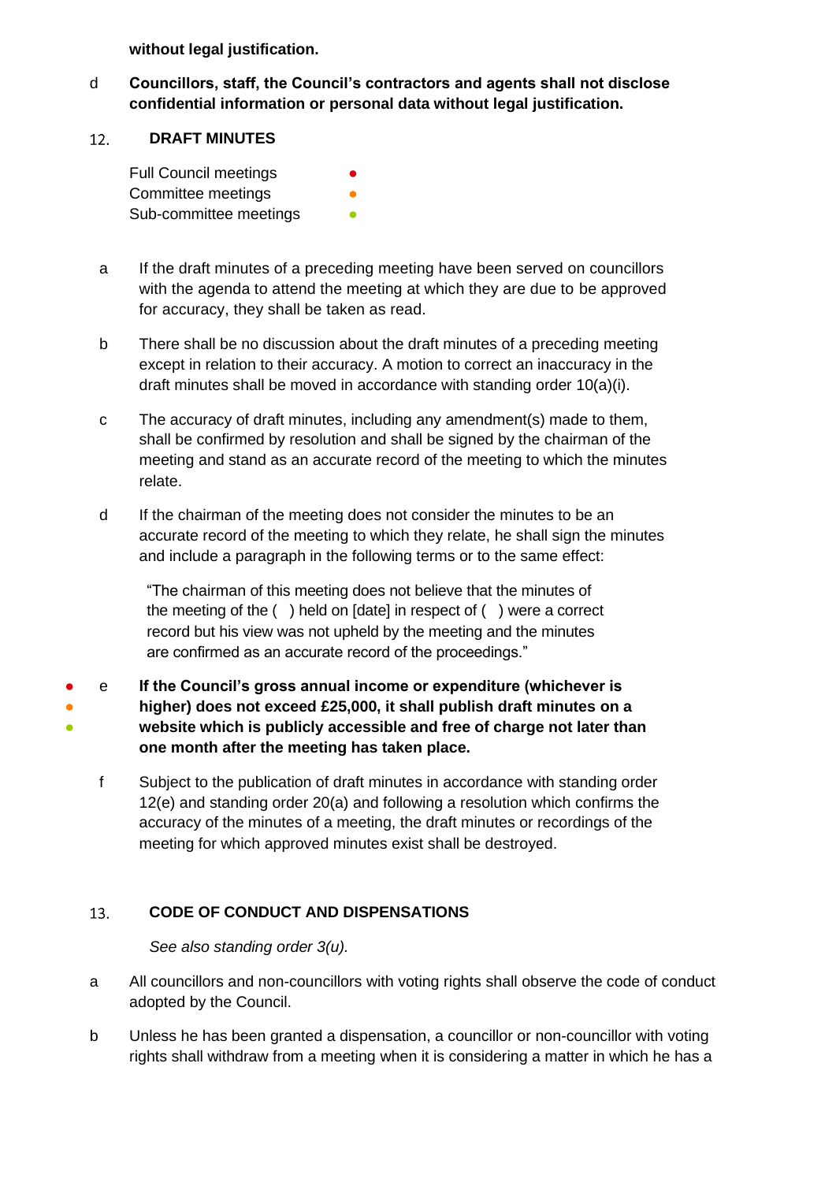**without legal justification.**

d **Councillors, staff, the Council's contractors and agents shall not disclose confidential information or personal data without legal justification.**

## 12. DRAFT MINUTES

Full Council meetings ●
Committee meetings ●
Sub-committee meetings ●

a If the draft minutes of a preceding meeting have been served on councillors with the agenda to attend the meeting at which they are due to be approved for accuracy, they shall be taken as read.

b There shall be no discussion about the draft minutes of a preceding meeting except in relation to their accuracy. A motion to correct an inaccuracy in the draft minutes shall be moved in accordance with standing order 10(a)(i).

c The accuracy of draft minutes, including any amendment(s) made to them, shall be confirmed by resolution and shall be signed by the chairman of the meeting and stand as an accurate record of the meeting to which the minutes relate.

d If the chairman of the meeting does not consider the minutes to be an accurate record of the meeting to which they relate, he shall sign the minutes and include a paragraph in the following terms or to the same effect:

"The chairman of this meeting does not believe that the minutes of the meeting of the ( ) held on [date] in respect of ( ) were a correct record but his view was not upheld by the meeting and the minutes are confirmed as an accurate record of the proceedings."

● ● ● e **If the Council's gross annual income or expenditure (whichever is higher) does not exceed £25,000, it shall publish draft minutes on a website which is publicly accessible and free of charge not later than one month after the meeting has taken place.**

f Subject to the publication of draft minutes in accordance with standing order 12(e) and standing order 20(a) and following a resolution which confirms the accuracy of the minutes of a meeting, the draft minutes or recordings of the meeting for which approved minutes exist shall be destroyed.

## 13. CODE OF CONDUCT AND DISPENSATIONS

*See also standing order 3(u).*

a All councillors and non-councillors with voting rights shall observe the code of conduct adopted by the Council.

b Unless he has been granted a dispensation, a councillor or non-councillor with voting rights shall withdraw from a meeting when it is considering a matter in which he has a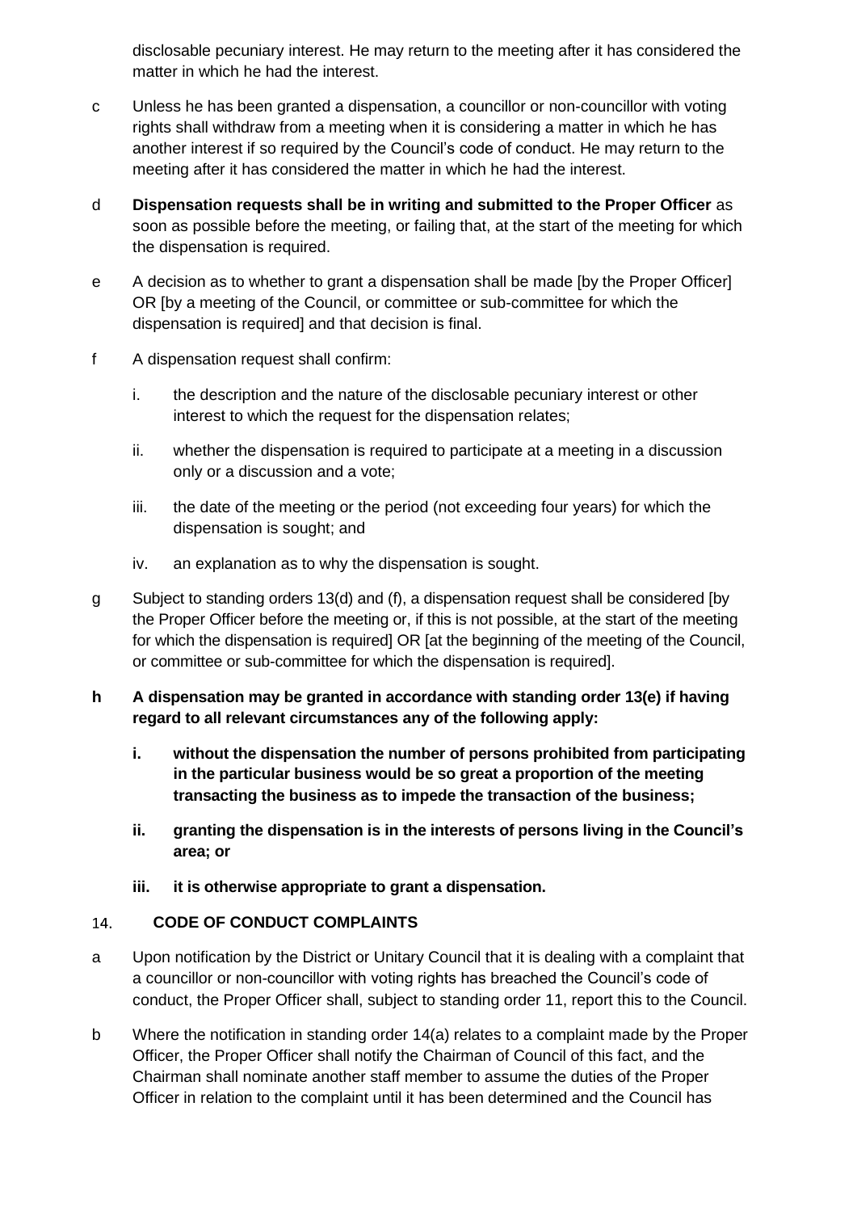disclosable pecuniary interest. He may return to the meeting after it has considered the matter in which he had the interest.

c Unless he has been granted a dispensation, a councillor or non-councillor with voting rights shall withdraw from a meeting when it is considering a matter in which he has another interest if so required by the Council's code of conduct. He may return to the meeting after it has considered the matter in which he had the interest.

d **Dispensation requests shall be in writing and submitted to the Proper Officer** as soon as possible before the meeting, or failing that, at the start of the meeting for which the dispensation is required.

e A decision as to whether to grant a dispensation shall be made [by the Proper Officer] OR [by a meeting of the Council, or committee or sub-committee for which the dispensation is required] and that decision is final.

f A dispensation request shall confirm:

   i. the description and the nature of the disclosable pecuniary interest or other interest to which the request for the dispensation relates;

   ii. whether the dispensation is required to participate at a meeting in a discussion only or a discussion and a vote;

   iii. the date of the meeting or the period (not exceeding four years) for which the dispensation is sought; and

   iv. an explanation as to why the dispensation is sought.

g Subject to standing orders 13(d) and (f), a dispensation request shall be considered [by the Proper Officer before the meeting or, if this is not possible, at the start of the meeting for which the dispensation is required] OR [at the beginning of the meeting of the Council, or committee or sub-committee for which the dispensation is required].

**h A dispensation may be granted in accordance with standing order 13(e) if having regard to all relevant circumstances any of the following apply:**

   **i. without the dispensation the number of persons prohibited from participating in the particular business would be so great a proportion of the meeting transacting the business as to impede the transaction of the business;**

   **ii. granting the dispensation is in the interests of persons living in the Council's area; or**

   **iii. it is otherwise appropriate to grant a dispensation.**

## 14. CODE OF CONDUCT COMPLAINTS

a Upon notification by the District or Unitary Council that it is dealing with a complaint that a councillor or non-councillor with voting rights has breached the Council's code of conduct, the Proper Officer shall, subject to standing order 11, report this to the Council.

b Where the notification in standing order 14(a) relates to a complaint made by the Proper Officer, the Proper Officer shall notify the Chairman of Council of this fact, and the Chairman shall nominate another staff member to assume the duties of the Proper Officer in relation to the complaint until it has been determined and the Council has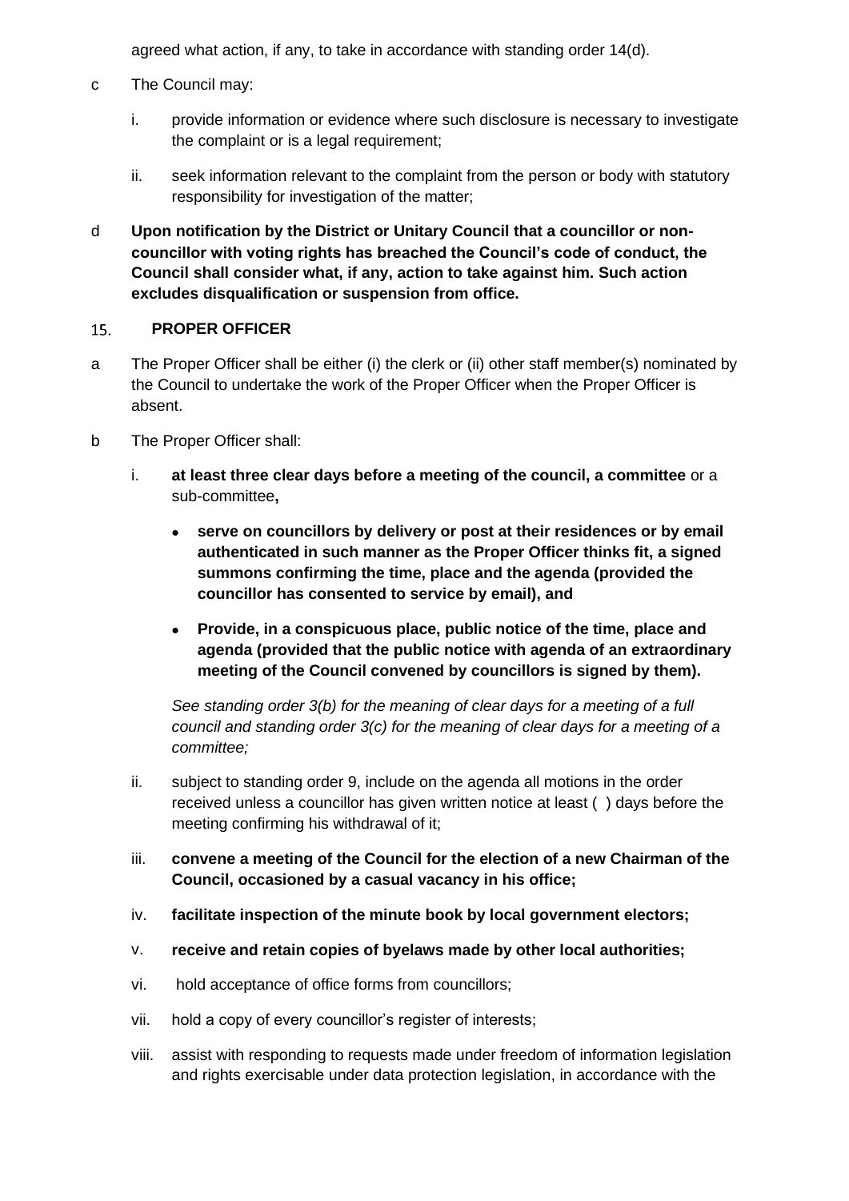agreed what action, if any, to take in accordance with standing order 14(d).

c The Council may:

i. provide information or evidence where such disclosure is necessary to investigate the complaint or is a legal requirement;

ii. seek information relevant to the complaint from the person or body with statutory responsibility for investigation of the matter;

d **Upon notification by the District or Unitary Council that a councillor or non-councillor with voting rights has breached the Council's code of conduct, the Council shall consider what, if any, action to take against him. Such action excludes disqualification or suspension from office.**

## 15. PROPER OFFICER

a The Proper Officer shall be either (i) the clerk or (ii) other staff member(s) nominated by the Council to undertake the work of the Proper Officer when the Proper Officer is absent.

b The Proper Officer shall:

i. **at least three clear days before a meeting of the council, a committee** or a sub-committee**,**

- **serve on councillors by delivery or post at their residences or by email authenticated in such manner as the Proper Officer thinks fit, a signed summons confirming the time, place and the agenda (provided the councillor has consented to service by email), and**
- **Provide, in a conspicuous place, public notice of the time, place and agenda (provided that the public notice with agenda of an extraordinary meeting of the Council convened by councillors is signed by them).**

*See standing order 3(b) for the meaning of clear days for a meeting of a full council and standing order 3(c) for the meaning of clear days for a meeting of a committee;*

ii. subject to standing order 9, include on the agenda all motions in the order received unless a councillor has given written notice at least ( ) days before the meeting confirming his withdrawal of it;

iii. **convene a meeting of the Council for the election of a new Chairman of the Council, occasioned by a casual vacancy in his office;**

iv. **facilitate inspection of the minute book by local government electors;**

v. **receive and retain copies of byelaws made by other local authorities;**

vi. hold acceptance of office forms from councillors;

vii. hold a copy of every councillor's register of interests;

viii. assist with responding to requests made under freedom of information legislation and rights exercisable under data protection legislation, in accordance with the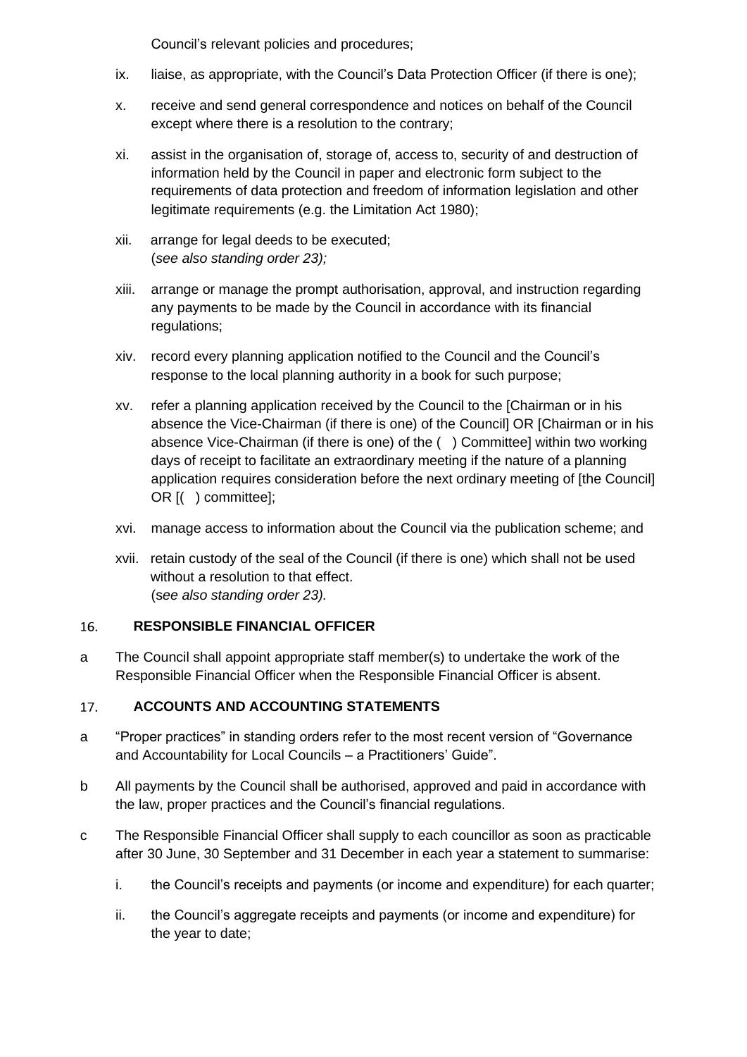Council's relevant policies and procedures;

ix. liaise, as appropriate, with the Council's Data Protection Officer (if there is one);

x. receive and send general correspondence and notices on behalf of the Council except where there is a resolution to the contrary;

xi. assist in the organisation of, storage of, access to, security of and destruction of information held by the Council in paper and electronic form subject to the requirements of data protection and freedom of information legislation and other legitimate requirements (e.g. the Limitation Act 1980);

xii. arrange for legal deeds to be executed;
(*see also standing order 23);*

xiii. arrange or manage the prompt authorisation, approval, and instruction regarding any payments to be made by the Council in accordance with its financial regulations;

xiv. record every planning application notified to the Council and the Council's response to the local planning authority in a book for such purpose;

xv. refer a planning application received by the Council to the [Chairman or in his absence the Vice-Chairman (if there is one) of the Council] OR [Chairman or in his absence Vice-Chairman (if there is one) of the ( ) Committee] within two working days of receipt to facilitate an extraordinary meeting if the nature of a planning application requires consideration before the next ordinary meeting of [the Council] OR [( ) committee];

xvi. manage access to information about the Council via the publication scheme; and

xvii. retain custody of the seal of the Council (if there is one) which shall not be used without a resolution to that effect.
(*see also standing order 23).*

## 16. RESPONSIBLE FINANCIAL OFFICER

a The Council shall appoint appropriate staff member(s) to undertake the work of the Responsible Financial Officer when the Responsible Financial Officer is absent.

## 17. ACCOUNTS AND ACCOUNTING STATEMENTS

a "Proper practices" in standing orders refer to the most recent version of "Governance and Accountability for Local Councils – a Practitioners' Guide".

b All payments by the Council shall be authorised, approved and paid in accordance with the law, proper practices and the Council's financial regulations.

c The Responsible Financial Officer shall supply to each councillor as soon as practicable after 30 June, 30 September and 31 December in each year a statement to summarise:

i. the Council's receipts and payments (or income and expenditure) for each quarter;

ii. the Council's aggregate receipts and payments (or income and expenditure) for the year to date;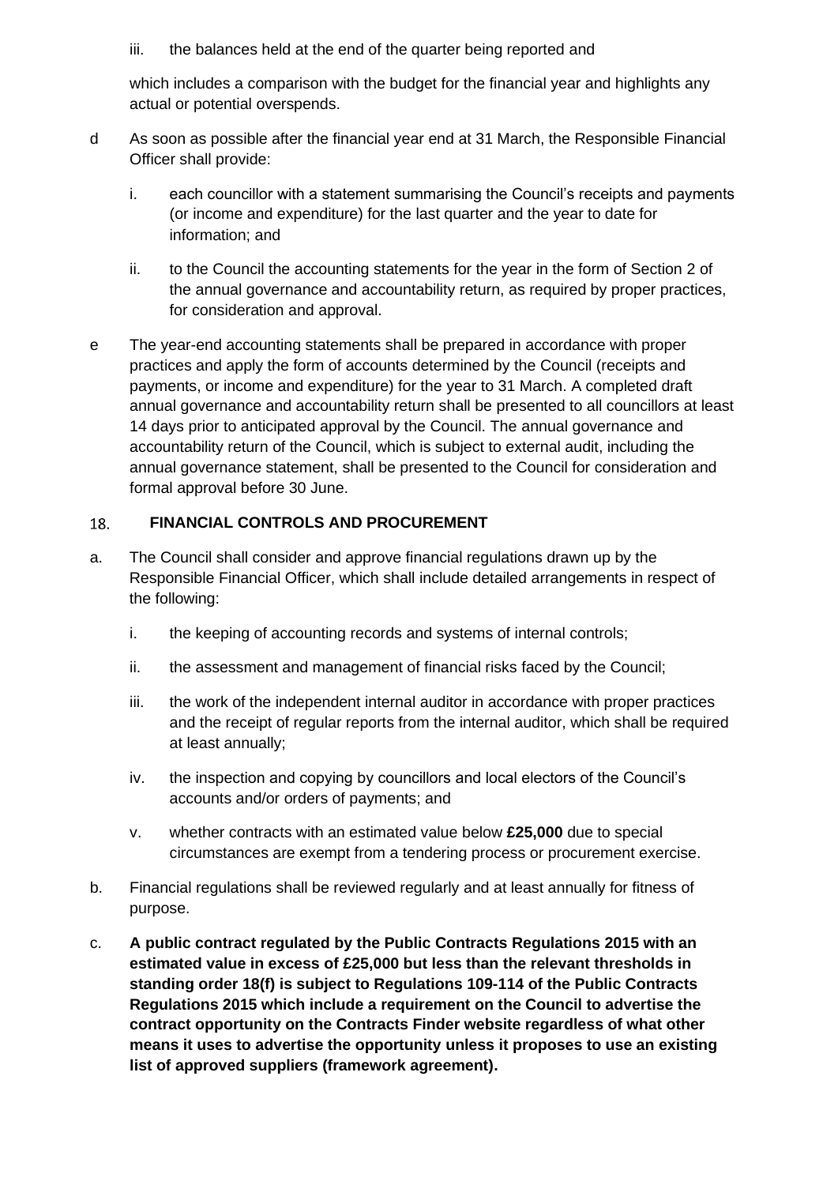iii. the balances held at the end of the quarter being reported and

which includes a comparison with the budget for the financial year and highlights any actual or potential overspends.

d As soon as possible after the financial year end at 31 March, the Responsible Financial Officer shall provide:

i. each councillor with a statement summarising the Council's receipts and payments (or income and expenditure) for the last quarter and the year to date for information; and

ii. to the Council the accounting statements for the year in the form of Section 2 of the annual governance and accountability return, as required by proper practices, for consideration and approval.

e The year-end accounting statements shall be prepared in accordance with proper practices and apply the form of accounts determined by the Council (receipts and payments, or income and expenditure) for the year to 31 March. A completed draft annual governance and accountability return shall be presented to all councillors at least 14 days prior to anticipated approval by the Council. The annual governance and accountability return of the Council, which is subject to external audit, including the annual governance statement, shall be presented to the Council for consideration and formal approval before 30 June.

## 18. FINANCIAL CONTROLS AND PROCUREMENT

a. The Council shall consider and approve financial regulations drawn up by the Responsible Financial Officer, which shall include detailed arrangements in respect of the following:

i. the keeping of accounting records and systems of internal controls;

ii. the assessment and management of financial risks faced by the Council;

iii. the work of the independent internal auditor in accordance with proper practices and the receipt of regular reports from the internal auditor, which shall be required at least annually;

iv. the inspection and copying by councillors and local electors of the Council's accounts and/or orders of payments; and

v. whether contracts with an estimated value below **£25,000** due to special circumstances are exempt from a tendering process or procurement exercise.

b. Financial regulations shall be reviewed regularly and at least annually for fitness of purpose.

c. **A public contract regulated by the Public Contracts Regulations 2015 with an estimated value in excess of £25,000 but less than the relevant thresholds in standing order 18(f) is subject to Regulations 109-114 of the Public Contracts Regulations 2015 which include a requirement on the Council to advertise the contract opportunity on the Contracts Finder website regardless of what other means it uses to advertise the opportunity unless it proposes to use an existing list of approved suppliers (framework agreement).**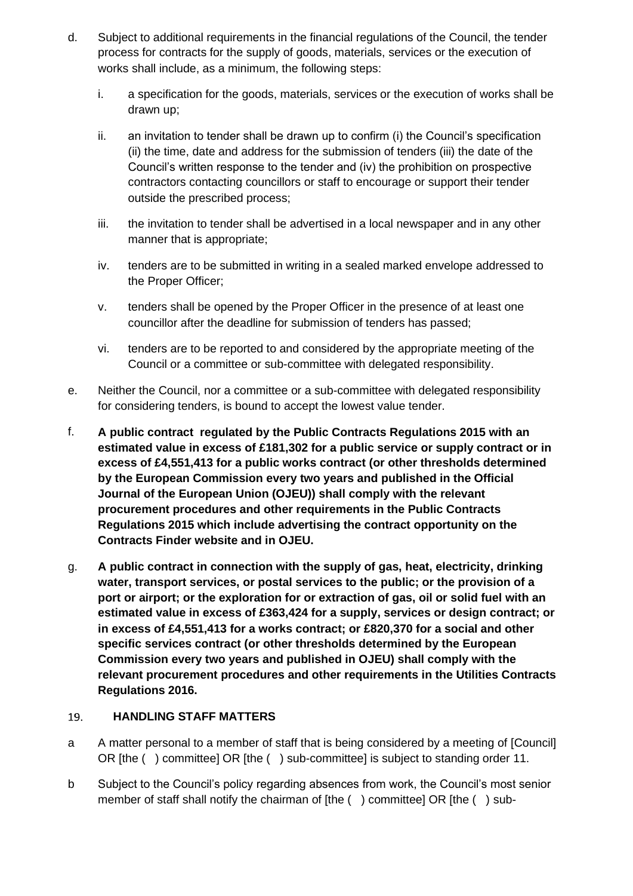d. Subject to additional requirements in the financial regulations of the Council, the tender process for contracts for the supply of goods, materials, services or the execution of works shall include, as a minimum, the following steps:

   i. a specification for the goods, materials, services or the execution of works shall be drawn up;

   ii. an invitation to tender shall be drawn up to confirm (i) the Council's specification (ii) the time, date and address for the submission of tenders (iii) the date of the Council's written response to the tender and (iv) the prohibition on prospective contractors contacting councillors or staff to encourage or support their tender outside the prescribed process;

   iii. the invitation to tender shall be advertised in a local newspaper and in any other manner that is appropriate;

   iv. tenders are to be submitted in writing in a sealed marked envelope addressed to the Proper Officer;

   v. tenders shall be opened by the Proper Officer in the presence of at least one councillor after the deadline for submission of tenders has passed;

   vi. tenders are to be reported to and considered by the appropriate meeting of the Council or a committee or sub-committee with delegated responsibility.

e. Neither the Council, nor a committee or a sub-committee with delegated responsibility for considering tenders, is bound to accept the lowest value tender.

f. **A public contract regulated by the Public Contracts Regulations 2015 with an estimated value in excess of £181,302 for a public service or supply contract or in excess of £4,551,413 for a public works contract (or other thresholds determined by the European Commission every two years and published in the Official Journal of the European Union (OJEU)) shall comply with the relevant procurement procedures and other requirements in the Public Contracts Regulations 2015 which include advertising the contract opportunity on the Contracts Finder website and in OJEU.**

g. **A public contract in connection with the supply of gas, heat, electricity, drinking water, transport services, or postal services to the public; or the provision of a port or airport; or the exploration for or extraction of gas, oil or solid fuel with an estimated value in excess of £363,424 for a supply, services or design contract; or in excess of £4,551,413 for a works contract; or £820,370 for a social and other specific services contract (or other thresholds determined by the European Commission every two years and published in OJEU) shall comply with the relevant procurement procedures and other requirements in the Utilities Contracts Regulations 2016.**

## 19. HANDLING STAFF MATTERS

a A matter personal to a member of staff that is being considered by a meeting of [Council] OR [the ( ) committee] OR [the ( ) sub-committee] is subject to standing order 11.

b Subject to the Council's policy regarding absences from work, the Council's most senior member of staff shall notify the chairman of [the ( ) committee] OR [the ( ) sub-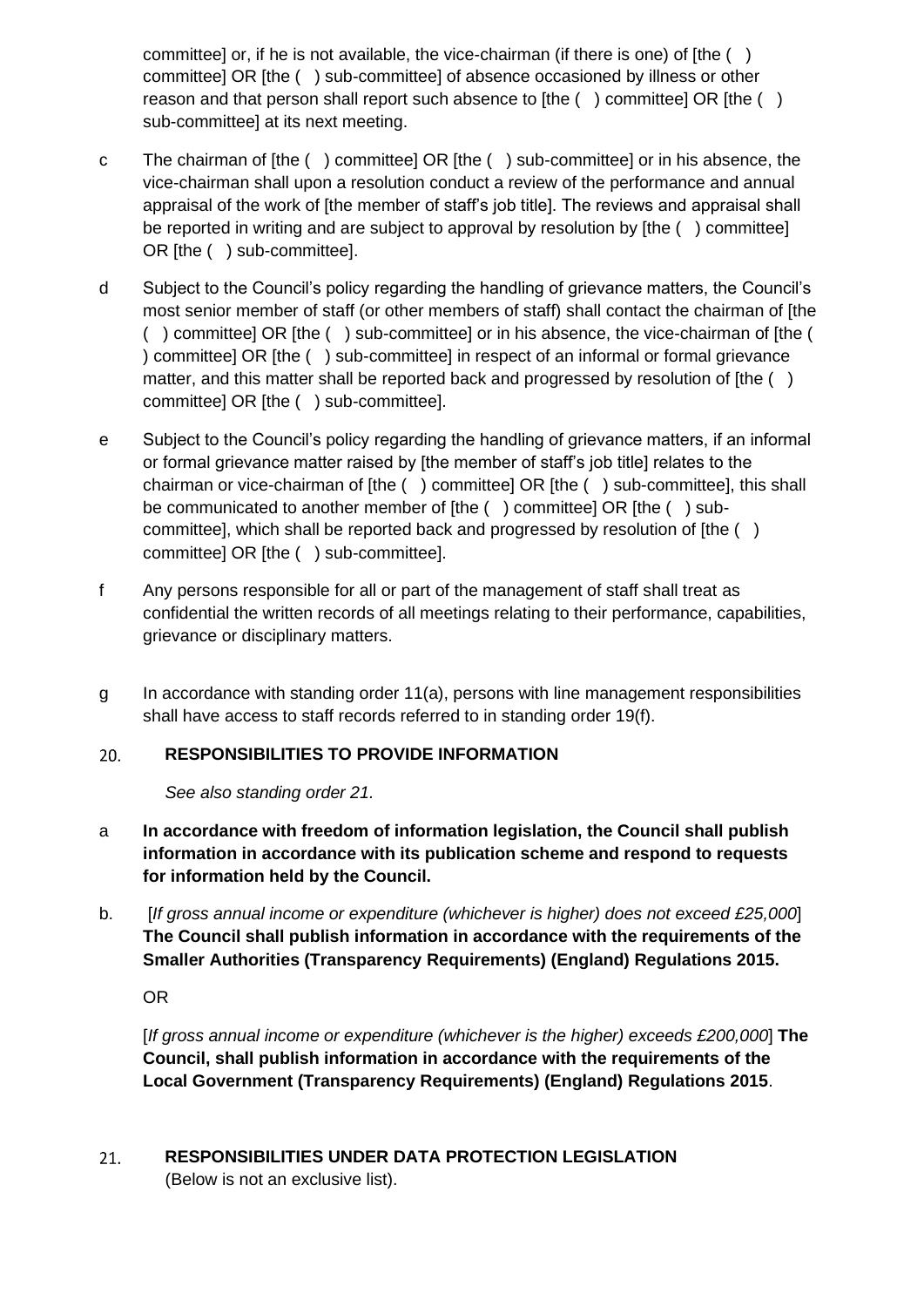committee] or, if he is not available, the vice-chairman (if there is one) of [the ( ) committee] OR [the ( ) sub-committee] of absence occasioned by illness or other reason and that person shall report such absence to [the ( ) committee] OR [the ( ) sub-committee] at its next meeting.

c The chairman of [the ( ) committee] OR [the ( ) sub-committee] or in his absence, the vice-chairman shall upon a resolution conduct a review of the performance and annual appraisal of the work of [the member of staff's job title]. The reviews and appraisal shall be reported in writing and are subject to approval by resolution by [the ( ) committee] OR [the ( ) sub-committee].

d Subject to the Council's policy regarding the handling of grievance matters, the Council's most senior member of staff (or other members of staff) shall contact the chairman of [the ( ) committee] OR [the ( ) sub-committee] or in his absence, the vice-chairman of [the ( ) committee] OR [the ( ) sub-committee] in respect of an informal or formal grievance matter, and this matter shall be reported back and progressed by resolution of [the ( ) committee] OR [the ( ) sub-committee].

e Subject to the Council's policy regarding the handling of grievance matters, if an informal or formal grievance matter raised by [the member of staff's job title] relates to the chairman or vice-chairman of [the ( ) committee] OR [the ( ) sub-committee], this shall be communicated to another member of [the ( ) committee] OR [the ( ) sub-committee], which shall be reported back and progressed by resolution of [the ( ) committee] OR [the ( ) sub-committee].

f Any persons responsible for all or part of the management of staff shall treat as confidential the written records of all meetings relating to their performance, capabilities, grievance or disciplinary matters.

g In accordance with standing order 11(a), persons with line management responsibilities shall have access to staff records referred to in standing order 19(f).

## 20. RESPONSIBILITIES TO PROVIDE INFORMATION

*See also standing order 21.*

a **In accordance with freedom of information legislation, the Council shall publish information in accordance with its publication scheme and respond to requests for information held by the Council.**

b. [*If gross annual income or expenditure (whichever is higher) does not exceed £25,000*] **The Council shall publish information in accordance with the requirements of the Smaller Authorities (Transparency Requirements) (England) Regulations 2015.**

OR

[*If gross annual income or expenditure (whichever is the higher) exceeds £200,000*] **The Council, shall publish information in accordance with the requirements of the Local Government (Transparency Requirements) (England) Regulations 2015**.

## 21. RESPONSIBILITIES UNDER DATA PROTECTION LEGISLATION

(Below is not an exclusive list).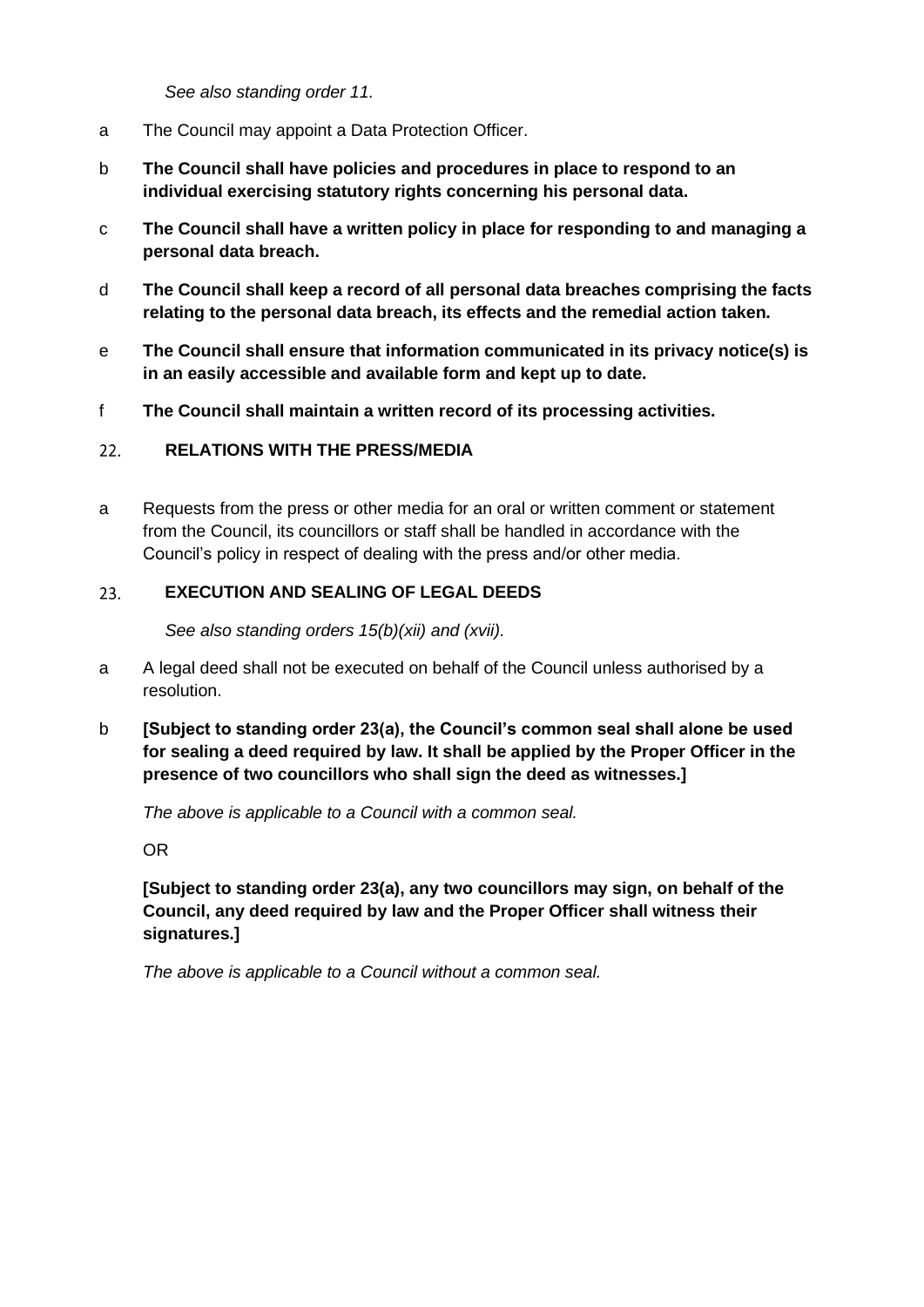*See also standing order 11.*

a The Council may appoint a Data Protection Officer.

b **The Council shall have policies and procedures in place to respond to an individual exercising statutory rights concerning his personal data.**

c **The Council shall have a written policy in place for responding to and managing a personal data breach.**

d **The Council shall keep a record of all personal data breaches comprising the facts relating to the personal data breach, its effects and the remedial action taken.**

e **The Council shall ensure that information communicated in its privacy notice(s) is in an easily accessible and available form and kept up to date.**

f **The Council shall maintain a written record of its processing activities.**

## 22. RELATIONS WITH THE PRESS/MEDIA

a Requests from the press or other media for an oral or written comment or statement from the Council, its councillors or staff shall be handled in accordance with the Council's policy in respect of dealing with the press and/or other media.

## 23. EXECUTION AND SEALING OF LEGAL DEEDS

*See also standing orders 15(b)(xii) and (xvii).*

a A legal deed shall not be executed on behalf of the Council unless authorised by a resolution.

b **[Subject to standing order 23(a), the Council's common seal shall alone be used for sealing a deed required by law. It shall be applied by the Proper Officer in the presence of two councillors who shall sign the deed as witnesses.]**

*The above is applicable to a Council with a common seal.*

OR

**[Subject to standing order 23(a), any two councillors may sign, on behalf of the Council, any deed required by law and the Proper Officer shall witness their signatures.]**

*The above is applicable to a Council without a common seal.*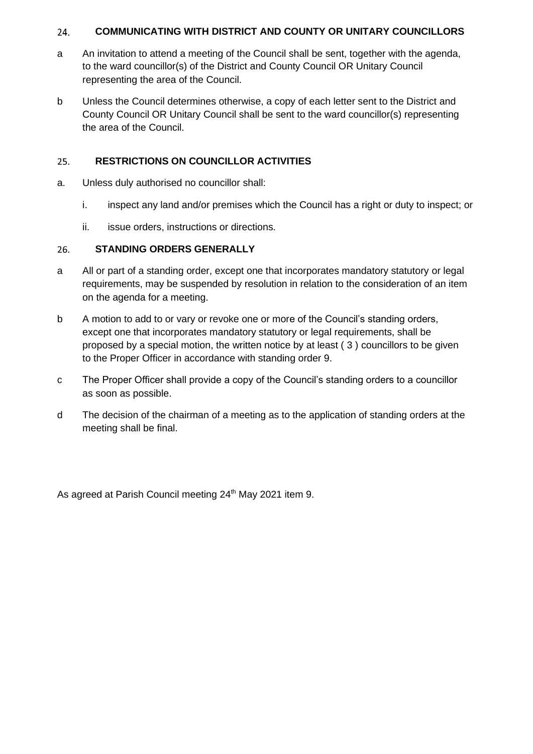## 24. COMMUNICATING WITH DISTRICT AND COUNTY OR UNITARY COUNCILLORS

a An invitation to attend a meeting of the Council shall be sent, together with the agenda, to the ward councillor(s) of the District and County Council OR Unitary Council representing the area of the Council.

b Unless the Council determines otherwise, a copy of each letter sent to the District and County Council OR Unitary Council shall be sent to the ward councillor(s) representing the area of the Council.

## 25. RESTRICTIONS ON COUNCILLOR ACTIVITIES

a. Unless duly authorised no councillor shall:

 i. inspect any land and/or premises which the Council has a right or duty to inspect; or

 ii. issue orders, instructions or directions.

## 26. STANDING ORDERS GENERALLY

a All or part of a standing order, except one that incorporates mandatory statutory or legal requirements, may be suspended by resolution in relation to the consideration of an item on the agenda for a meeting.

b A motion to add to or vary or revoke one or more of the Council's standing orders, except one that incorporates mandatory statutory or legal requirements, shall be proposed by a special motion, the written notice by at least ( 3 ) councillors to be given to the Proper Officer in accordance with standing order 9.

c The Proper Officer shall provide a copy of the Council's standing orders to a councillor as soon as possible.

d The decision of the chairman of a meeting as to the application of standing orders at the meeting shall be final.

As agreed at Parish Council meeting 24th May 2021 item 9.